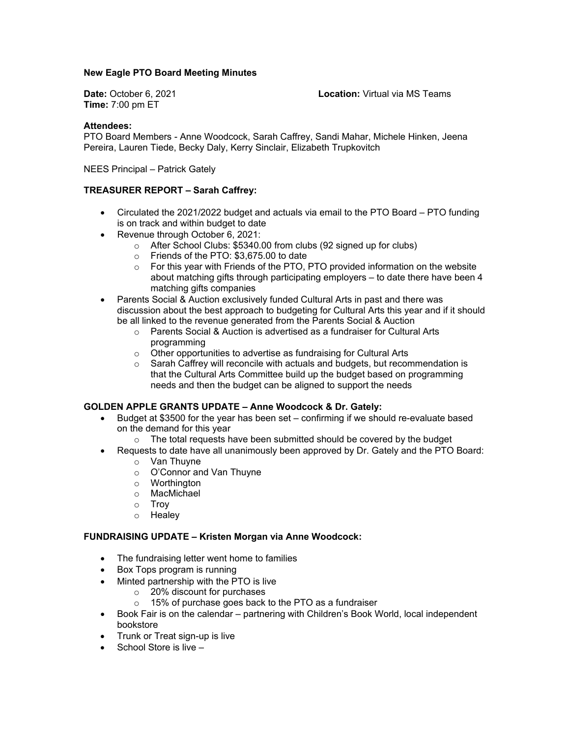**New Eagle PTO Board Meeting Minutes**

**Date:** October 6, 2021
**Time:** 7:00 pm ET
**Location:** Virtual via MS Teams

**Attendees:**
PTO Board Members - Anne Woodcock, Sarah Caffrey, Sandi Mahar, Michele Hinken, Jeena Pereira, Lauren Tiede, Becky Daly, Kerry Sinclair, Elizabeth Trupkovitch

NEES Principal – Patrick Gately

**TREASURER REPORT – Sarah Caffrey:**

- Circulated the 2021/2022 budget and actuals via email to the PTO Board – PTO funding is on track and within budget to date
- Revenue through October 6, 2021:
  - After School Clubs: $5340.00 from clubs (92 signed up for clubs)
  - Friends of the PTO: $3,675.00 to date
  - For this year with Friends of the PTO, PTO provided information on the website about matching gifts through participating employers – to date there have been 4 matching gifts companies
- Parents Social & Auction exclusively funded Cultural Arts in past and there was discussion about the best approach to budgeting for Cultural Arts this year and if it should be all linked to the revenue generated from the Parents Social & Auction
  - Parents Social & Auction is advertised as a fundraiser for Cultural Arts programming
  - Other opportunities to advertise as fundraising for Cultural Arts
  - Sarah Caffrey will reconcile with actuals and budgets, but recommendation is that the Cultural Arts Committee build up the budget based on programming needs and then the budget can be aligned to support the needs

**GOLDEN APPLE GRANTS UPDATE – Anne Woodcock & Dr. Gately:**

- Budget at $3500 for the year has been set – confirming if we should re-evaluate based on the demand for this year
  - The total requests have been submitted should be covered by the budget
- Requests to date have all unanimously been approved by Dr. Gately and the PTO Board:
  - Van Thuyne
  - O'Connor and Van Thuyne
  - Worthington
  - MacMichael
  - Troy
  - Healey

**FUNDRAISING UPDATE – Kristen Morgan via Anne Woodcock:**

- The fundraising letter went home to families
- Box Tops program is running
- Minted partnership with the PTO is live
  - 20% discount for purchases
  - 15% of purchase goes back to the PTO as a fundraiser
- Book Fair is on the calendar – partnering with Children's Book World, local independent bookstore
- Trunk or Treat sign-up is live
- School Store is live –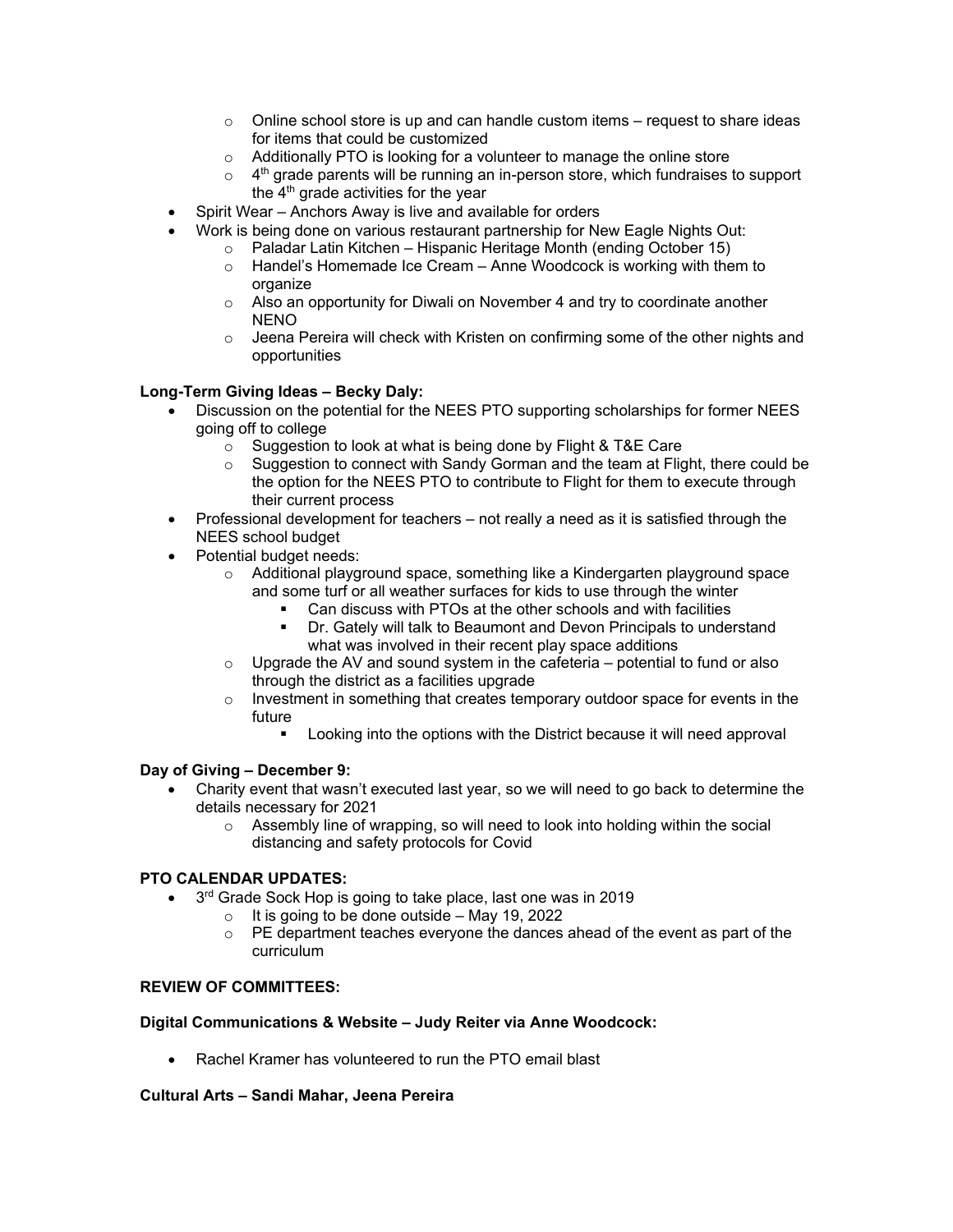- Online school store is up and can handle custom items – request to share ideas for items that could be customized
  - Additionally PTO is looking for a volunteer to manage the online store
  - 4th grade parents will be running an in-person store, which fundraises to support the 4th grade activities for the year
- Spirit Wear – Anchors Away is live and available for orders
- Work is being done on various restaurant partnership for New Eagle Nights Out:
  - Paladar Latin Kitchen – Hispanic Heritage Month (ending October 15)
  - Handel's Homemade Ice Cream – Anne Woodcock is working with them to organize
  - Also an opportunity for Diwali on November 4 and try to coordinate another NENO
  - Jeena Pereira will check with Kristen on confirming some of the other nights and opportunities

**Long-Term Giving Ideas – Becky Daly:**

- Discussion on the potential for the NEES PTO supporting scholarships for former NEES going off to college
  - Suggestion to look at what is being done by Flight & T&E Care
  - Suggestion to connect with Sandy Gorman and the team at Flight, there could be the option for the NEES PTO to contribute to Flight for them to execute through their current process
- Professional development for teachers – not really a need as it is satisfied through the NEES school budget
- Potential budget needs:
  - Additional playground space, something like a Kindergarten playground space and some turf or all weather surfaces for kids to use through the winter
    - Can discuss with PTOs at the other schools and with facilities
    - Dr. Gately will talk to Beaumont and Devon Principals to understand what was involved in their recent play space additions
  - Upgrade the AV and sound system in the cafeteria – potential to fund or also through the district as a facilities upgrade
  - Investment in something that creates temporary outdoor space for events in the future
    - Looking into the options with the District because it will need approval

**Day of Giving – December 9:**

- Charity event that wasn't executed last year, so we will need to go back to determine the details necessary for 2021
  - Assembly line of wrapping, so will need to look into holding within the social distancing and safety protocols for Covid

**PTO CALENDAR UPDATES:**

- 3rd Grade Sock Hop is going to take place, last one was in 2019
  - It is going to be done outside – May 19, 2022
  - PE department teaches everyone the dances ahead of the event as part of the curriculum

**REVIEW OF COMMITTEES:**

**Digital Communications & Website – Judy Reiter via Anne Woodcock:**

- Rachel Kramer has volunteered to run the PTO email blast

**Cultural Arts – Sandi Mahar, Jeena Pereira**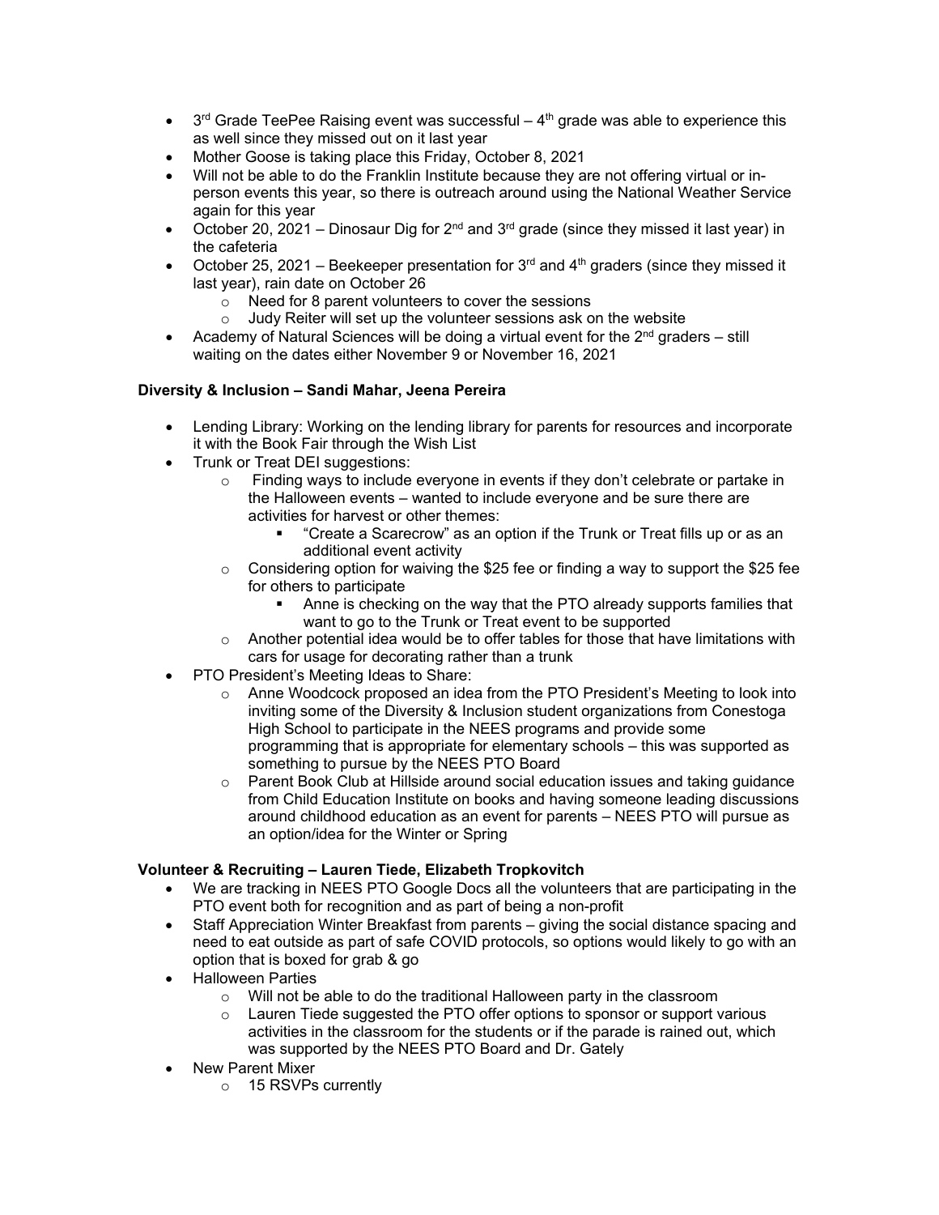- 3rd Grade TeePee Raising event was successful – 4th grade was able to experience this as well since they missed out on it last year
- Mother Goose is taking place this Friday, October 8, 2021
- Will not be able to do the Franklin Institute because they are not offering virtual or in-person events this year, so there is outreach around using the National Weather Service again for this year
- October 20, 2021 – Dinosaur Dig for 2nd and 3rd grade (since they missed it last year) in the cafeteria
- October 25, 2021 – Beekeeper presentation for 3rd and 4th graders (since they missed it last year), rain date on October 26
    - Need for 8 parent volunteers to cover the sessions
    - Judy Reiter will set up the volunteer sessions ask on the website
- Academy of Natural Sciences will be doing a virtual event for the 2nd graders – still waiting on the dates either November 9 or November 16, 2021

**Diversity & Inclusion – Sandi Mahar, Jeena Pereira**

- Lending Library: Working on the lending library for parents for resources and incorporate it with the Book Fair through the Wish List
- Trunk or Treat DEI suggestions:
    - Finding ways to include everyone in events if they don't celebrate or partake in the Halloween events – wanted to include everyone and be sure there are activities for harvest or other themes:
        - "Create a Scarecrow" as an option if the Trunk or Treat fills up or as an additional event activity
    - Considering option for waiving the $25 fee or finding a way to support the $25 fee for others to participate
        - Anne is checking on the way that the PTO already supports families that want to go to the Trunk or Treat event to be supported
    - Another potential idea would be to offer tables for those that have limitations with cars for usage for decorating rather than a trunk
- PTO President's Meeting Ideas to Share:
    - Anne Woodcock proposed an idea from the PTO President's Meeting to look into inviting some of the Diversity & Inclusion student organizations from Conestoga High School to participate in the NEES programs and provide some programming that is appropriate for elementary schools – this was supported as something to pursue by the NEES PTO Board
    - Parent Book Club at Hillside around social education issues and taking guidance from Child Education Institute on books and having someone leading discussions around childhood education as an event for parents – NEES PTO will pursue as an option/idea for the Winter or Spring

**Volunteer & Recruiting – Lauren Tiede, Elizabeth Tropkovitch**

- We are tracking in NEES PTO Google Docs all the volunteers that are participating in the PTO event both for recognition and as part of being a non-profit
- Staff Appreciation Winter Breakfast from parents – giving the social distance spacing and need to eat outside as part of safe COVID protocols, so options would likely to go with an option that is boxed for grab & go
- Halloween Parties
    - Will not be able to do the traditional Halloween party in the classroom
    - Lauren Tiede suggested the PTO offer options to sponsor or support various activities in the classroom for the students or if the parade is rained out, which was supported by the NEES PTO Board and Dr. Gately
- New Parent Mixer
    - 15 RSVPs currently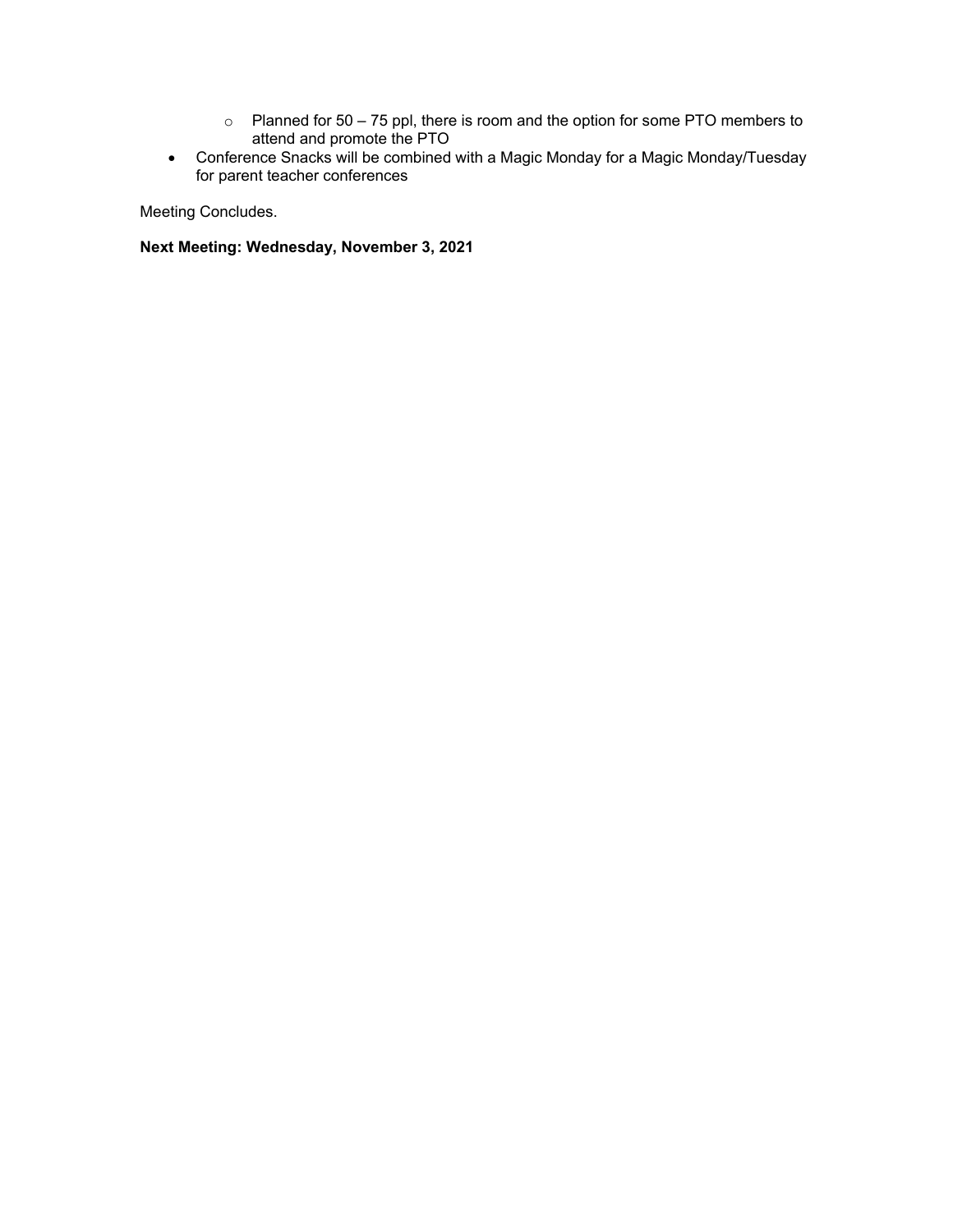- Planned for 50 – 75 ppl, there is room and the option for some PTO members to attend and promote the PTO
- Conference Snacks will be combined with a Magic Monday for a Magic Monday/Tuesday for parent teacher conferences

Meeting Concludes.

**Next Meeting: Wednesday, November 3, 2021**